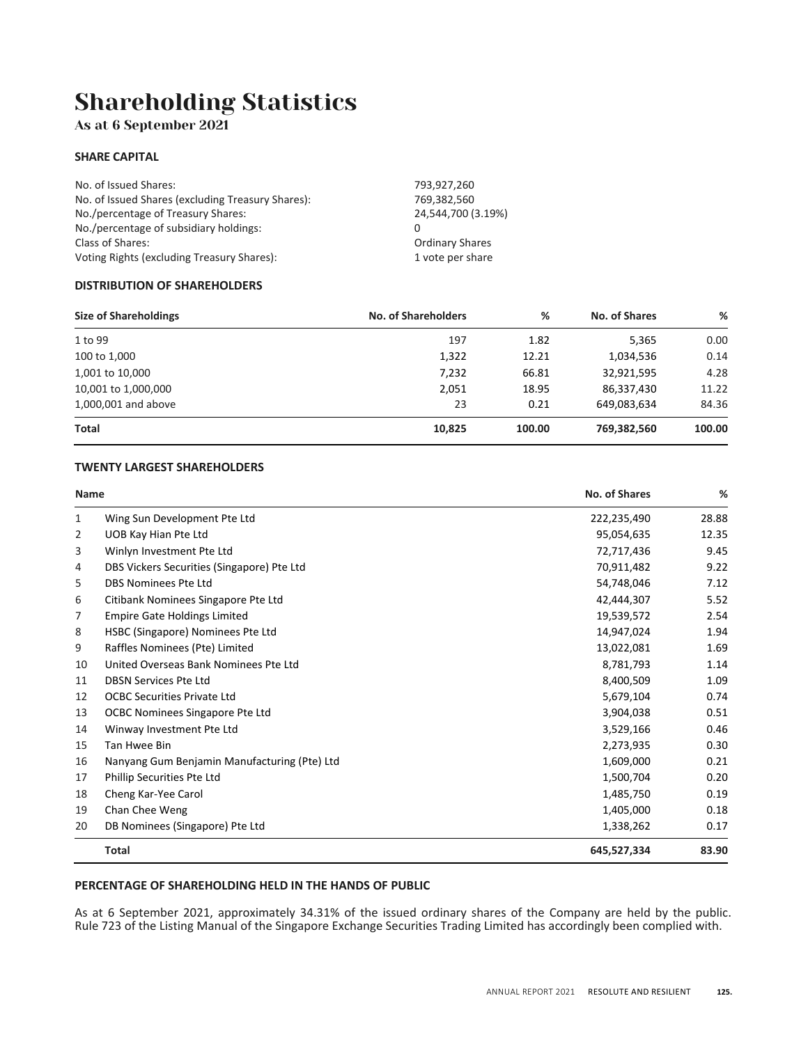# Shareholding Statistics

## As at 6 September 2021

### SHARE CAPITAL

| | |
|---|---|
| No. of Issued Shares: | 793,927,260 |
| No. of Issued Shares (excluding Treasury Shares): | 769,382,560 |
| No./percentage of Treasury Shares: | 24,544,700 (3.19%) |
| No./percentage of subsidiary holdings: | 0 |
| Class of Shares: | Ordinary Shares |
| Voting Rights (excluding Treasury Shares): | 1 vote per share |

### DISTRIBUTION OF SHAREHOLDERS

| Size of Shareholdings | No. of Shareholders | % | No. of Shares | % |
|---|---|---|---|---|
| 1 to 99 | 197 | 1.82 | 5,365 | 0.00 |
| 100 to 1,000 | 1,322 | 12.21 | 1,034,536 | 0.14 |
| 1,001 to 10,000 | 7,232 | 66.81 | 32,921,595 | 4.28 |
| 10,001 to 1,000,000 | 2,051 | 18.95 | 86,337,430 | 11.22 |
| 1,000,001 and above | 23 | 0.21 | 649,083,634 | 84.36 |
| **Total** | **10,825** | **100.00** | **769,382,560** | **100.00** |

### TWENTY LARGEST SHAREHOLDERS

| | Name | No. of Shares | % |
|---|---|---|---|
| 1 | Wing Sun Development Pte Ltd | 222,235,490 | 28.88 |
| 2 | UOB Kay Hian Pte Ltd | 95,054,635 | 12.35 |
| 3 | Winlyn Investment Pte Ltd | 72,717,436 | 9.45 |
| 4 | DBS Vickers Securities (Singapore) Pte Ltd | 70,911,482 | 9.22 |
| 5 | DBS Nominees Pte Ltd | 54,748,046 | 7.12 |
| 6 | Citibank Nominees Singapore Pte Ltd | 42,444,307 | 5.52 |
| 7 | Empire Gate Holdings Limited | 19,539,572 | 2.54 |
| 8 | HSBC (Singapore) Nominees Pte Ltd | 14,947,024 | 1.94 |
| 9 | Raffles Nominees (Pte) Limited | 13,022,081 | 1.69 |
| 10 | United Overseas Bank Nominees Pte Ltd | 8,781,793 | 1.14 |
| 11 | DBSN Services Pte Ltd | 8,400,509 | 1.09 |
| 12 | OCBC Securities Private Ltd | 5,679,104 | 0.74 |
| 13 | OCBC Nominees Singapore Pte Ltd | 3,904,038 | 0.51 |
| 14 | Winway Investment Pte Ltd | 3,529,166 | 0.46 |
| 15 | Tan Hwee Bin | 2,273,935 | 0.30 |
| 16 | Nanyang Gum Benjamin Manufacturing (Pte) Ltd | 1,609,000 | 0.21 |
| 17 | Phillip Securities Pte Ltd | 1,500,704 | 0.20 |
| 18 | Cheng Kar-Yee Carol | 1,485,750 | 0.19 |
| 19 | Chan Chee Weng | 1,405,000 | 0.18 |
| 20 | DB Nominees (Singapore) Pte Ltd | 1,338,262 | 0.17 |
| | **Total** | **645,527,334** | **83.90** |

### PERCENTAGE OF SHAREHOLDING HELD IN THE HANDS OF PUBLIC

As at 6 September 2021, approximately 34.31% of the issued ordinary shares of the Company are held by the public. Rule 723 of the Listing Manual of the Singapore Exchange Securities Trading Limited has accordingly been complied with.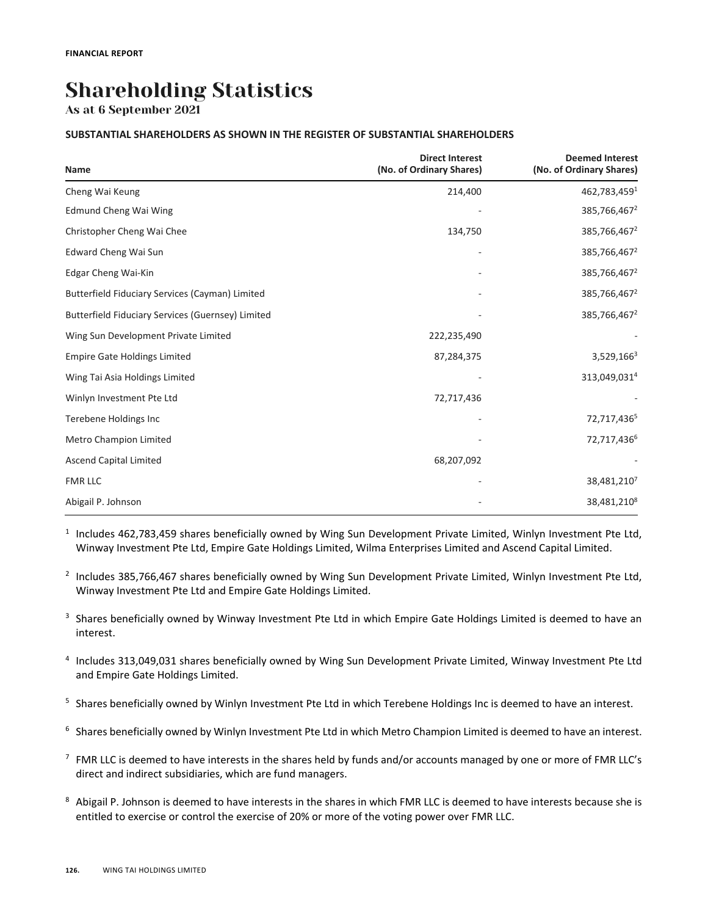FINANCIAL REPORT

# Shareholding Statistics

## As at 6 September 2021

### SUBSTANTIAL SHAREHOLDERS AS SHOWN IN THE REGISTER OF SUBSTANTIAL SHAREHOLDERS

| Name | Direct Interest (No. of Ordinary Shares) | Deemed Interest (No. of Ordinary Shares) |
|---|---|---|
| Cheng Wai Keung | 214,400 | 462,783,459[1] |
| Edmund Cheng Wai Wing | - | 385,766,467[2] |
| Christopher Cheng Wai Chee | 134,750 | 385,766,467[2] |
| Edward Cheng Wai Sun | - | 385,766,467[2] |
| Edgar Cheng Wai-Kin | - | 385,766,467[2] |
| Butterfield Fiduciary Services (Cayman) Limited | - | 385,766,467[2] |
| Butterfield Fiduciary Services (Guernsey) Limited | - | 385,766,467[2] |
| Wing Sun Development Private Limited | 222,235,490 | - |
| Empire Gate Holdings Limited | 87,284,375 | 3,529,166[3] |
| Wing Tai Asia Holdings Limited | - | 313,049,031[4] |
| Winlyn Investment Pte Ltd | 72,717,436 | - |
| Terebene Holdings Inc | - | 72,717,436[5] |
| Metro Champion Limited | - | 72,717,436[6] |
| Ascend Capital Limited | 68,207,092 | - |
| FMR LLC | - | 38,481,210[7] |
| Abigail P. Johnson | - | 38,481,210[8] |

[1] Includes 462,783,459 shares beneficially owned by Wing Sun Development Private Limited, Winlyn Investment Pte Ltd, Winway Investment Pte Ltd, Empire Gate Holdings Limited, Wilma Enterprises Limited and Ascend Capital Limited.

[2] Includes 385,766,467 shares beneficially owned by Wing Sun Development Private Limited, Winlyn Investment Pte Ltd, Winway Investment Pte Ltd and Empire Gate Holdings Limited.

[3] Shares beneficially owned by Winway Investment Pte Ltd in which Empire Gate Holdings Limited is deemed to have an interest.

[4] Includes 313,049,031 shares beneficially owned by Wing Sun Development Private Limited, Winway Investment Pte Ltd and Empire Gate Holdings Limited.

[5] Shares beneficially owned by Winlyn Investment Pte Ltd in which Terebene Holdings Inc is deemed to have an interest.

[6] Shares beneficially owned by Winlyn Investment Pte Ltd in which Metro Champion Limited is deemed to have an interest.

[7] FMR LLC is deemed to have interests in the shares held by funds and/or accounts managed by one or more of FMR LLC's direct and indirect subsidiaries, which are fund managers.

[8] Abigail P. Johnson is deemed to have interests in the shares in which FMR LLC is deemed to have interests because she is entitled to exercise or control the exercise of 20% or more of the voting power over FMR LLC.